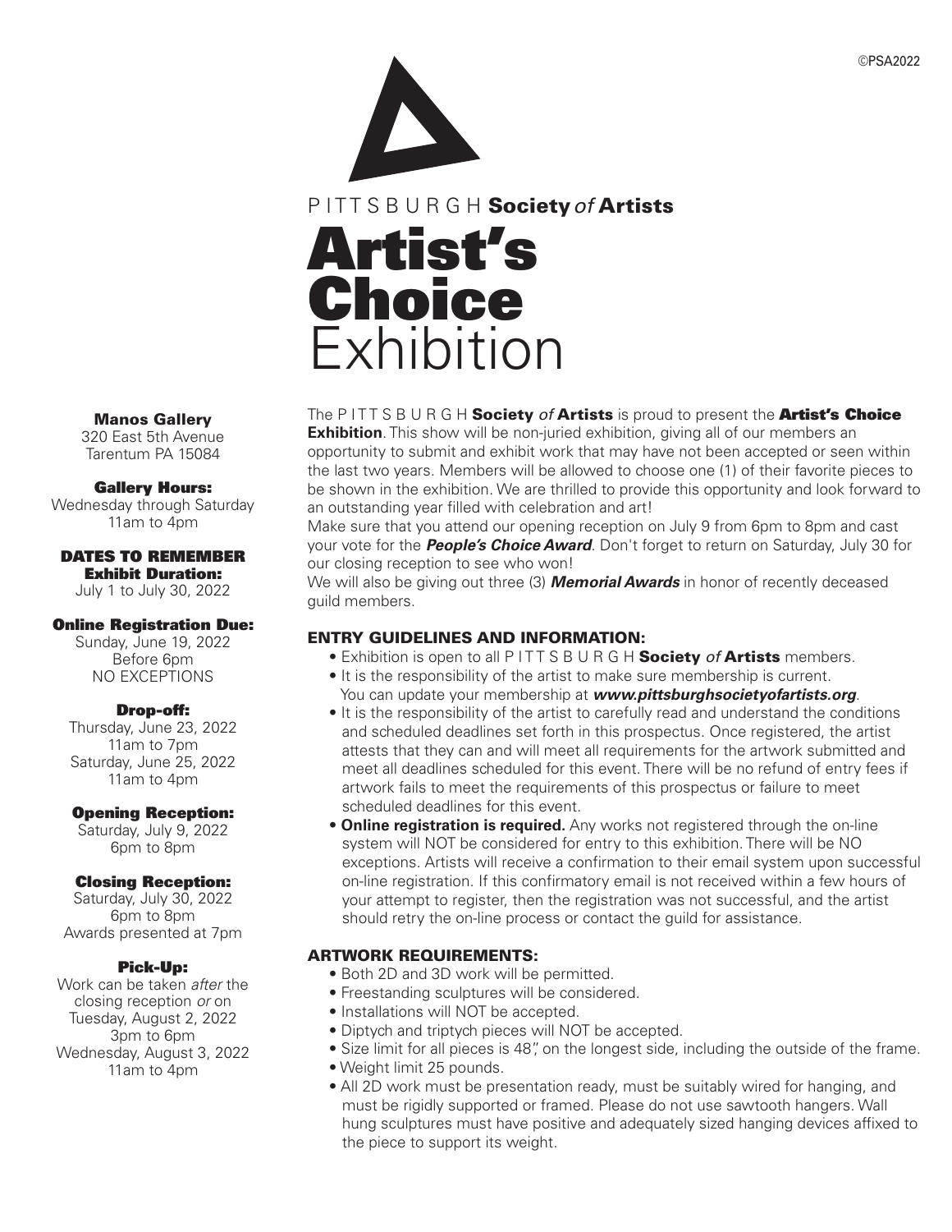©PSA2022

P I T T S B U R G H **Society** *of* **Artists**

# Artist's Choice Exhibition

**Manos Gallery**
320 East 5th Avenue
Tarentum PA 15084

**Gallery Hours:**
Wednesday through Saturday
11am to 4pm

**DATES TO REMEMBER**

**Exhibit Duration:**
July 1 to July 30, 2022

**Online Registration Due:**
Sunday, June 19, 2022
Before 6pm
NO EXCEPTIONS

**Drop-off:**
Thursday, June 23, 2022
11am to 7pm
Saturday, June 25, 2022
11am to 4pm

**Opening Reception:**
Saturday, July 9, 2022
6pm to 8pm

**Closing Reception:**
Saturday, July 30, 2022
6pm to 8pm
Awards presented at 7pm

**Pick-Up:**
Work can be taken *after* the closing reception *or* on
Tuesday, August 2, 2022
3pm to 6pm
Wednesday, August 3, 2022
11am to 4pm

The P I T T S B U R G H **Society** *of* **Artists** is proud to present the **Artist's Choice Exhibition**. This show will be non-juried exhibition, giving all of our members an opportunity to submit and exhibit work that may have not been accepted or seen within the last two years. Members will be allowed to choose one (1) of their favorite pieces to be shown in the exhibition. We are thrilled to provide this opportunity and look forward to an outstanding year filled with celebration and art!

Make sure that you attend our opening reception on July 9 from 6pm to 8pm and cast your vote for the ***People's Choice Award***. Don't forget to return on Saturday, July 30 for our closing reception to see who won!

We will also be giving out three (3) ***Memorial Awards*** in honor of recently deceased guild members.

## ENTRY GUIDELINES AND INFORMATION:

- Exhibition is open to all P I T T S B U R G H **Society** *of* **Artists** members.
- It is the responsibility of the artist to make sure membership is current. You can update your membership at ***www.pittsburghsocietyofartists.org***.
- It is the responsibility of the artist to carefully read and understand the conditions and scheduled deadlines set forth in this prospectus. Once registered, the artist attests that they can and will meet all requirements for the artwork submitted and meet all deadlines scheduled for this event. There will be no refund of entry fees if artwork fails to meet the requirements of this prospectus or failure to meet scheduled deadlines for this event.
- **Online registration is required.** Any works not registered through the on-line system will NOT be considered for entry to this exhibition. There will be NO exceptions. Artists will receive a confirmation to their email system upon successful on-line registration. If this confirmatory email is not received within a few hours of your attempt to register, then the registration was not successful, and the artist should retry the on-line process or contact the guild for assistance.

## ARTWORK REQUIREMENTS:

- Both 2D and 3D work will be permitted.
- Freestanding sculptures will be considered.
- Installations will NOT be accepted.
- Diptych and triptych pieces will NOT be accepted.
- Size limit for all pieces is 48", on the longest side, including the outside of the frame.
- Weight limit 25 pounds.
- All 2D work must be presentation ready, must be suitably wired for hanging, and must be rigidly supported or framed. Please do not use sawtooth hangers. Wall hung sculptures must have positive and adequately sized hanging devices affixed to the piece to support its weight.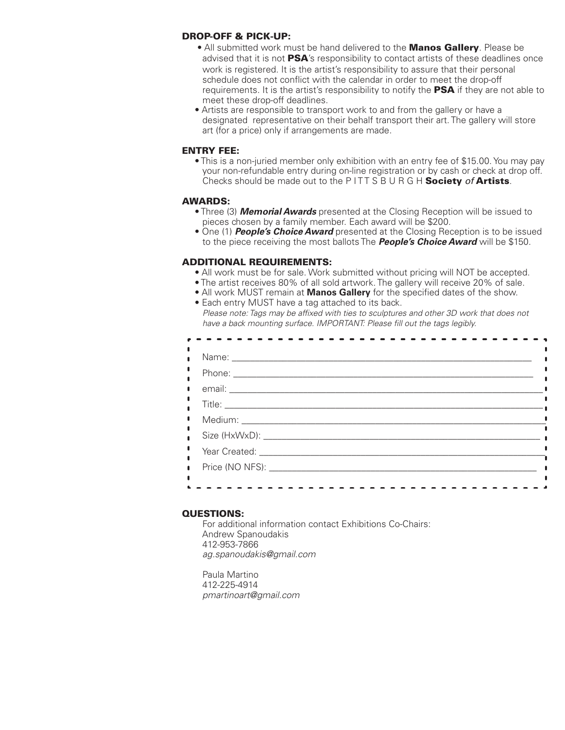## DROP-OFF & PICK-UP:

- All submitted work must be hand delivered to the **Manos Gallery**. Please be advised that it is not **PSA**'s responsibility to contact artists of these deadlines once work is registered. It is the artist's responsibility to assure that their personal schedule does not conflict with the calendar in order to meet the drop-off requirements. It is the artist's responsibility to notify the **PSA** if they are not able to meet these drop-off deadlines.
- Artists are responsible to transport work to and from the gallery or have a designated representative on their behalf transport their art. The gallery will store art (for a price) only if arrangements are made.

## ENTRY FEE:

- This is a non-juried member only exhibition with an entry fee of $15.00. You may pay your non-refundable entry during on-line registration or by cash or check at drop off. Checks should be made out to the P I T T S B U R G H **Society *of* Artists**.

## AWARDS:

- Three (3) ***Memorial Awards*** presented at the Closing Reception will be issued to pieces chosen by a family member. Each award will be $200.
- One (1) ***People's Choice Award*** presented at the Closing Reception is to be issued to the piece receiving the most ballots The ***People's Choice Award*** will be $150.

## ADDITIONAL REQUIREMENTS:

- All work must be for sale. Work submitted without pricing will NOT be accepted.
- The artist receives 80% of all sold artwork. The gallery will receive 20% of sale.
- All work MUST remain at **Manos Gallery** for the specified dates of the show.
- Each entry MUST have a tag attached to its back.
  *Please note: Tags may be affixed with ties to sculptures and other 3D work that does not have a back mounting surface. IMPORTANT: Please fill out the tags legibly.*

---

Name: ______________________________

Phone: ______________________________

email: ______________________________

Title: ______________________________

Medium: ______________________________

Size (HxWxD): ______________________________

Year Created: ______________________________

Price (NO NFS): ______________________________

---

## QUESTIONS:

For additional information contact Exhibitions Co-Chairs:
Andrew Spanoudakis
412-953-7866
*ag.spanoudakis@gmail.com*

Paula Martino
412-225-4914
*pmartinoart@gmail.com*